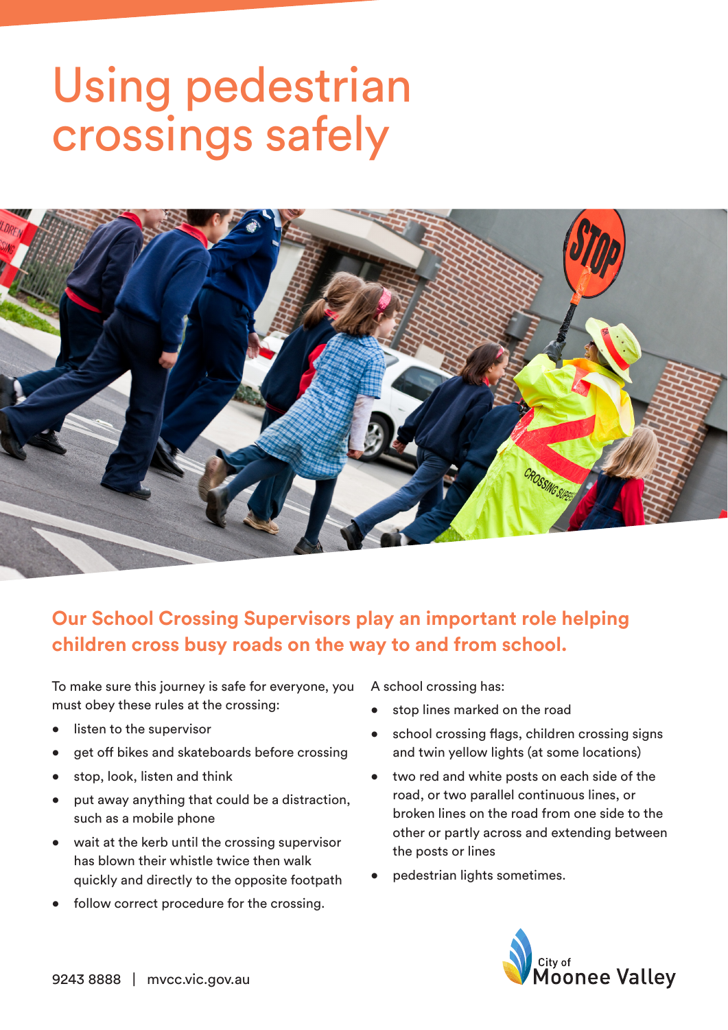# Using pedestrian crossings safely

## Our School Crossing Supervisors play an important role helping children cross busy roads on the way to and from school.

To make sure this journey is safe for everyone, you must obey these rules at the crossing:

- listen to the supervisor
- get off bikes and skateboards before crossing
- stop, look, listen and think
- put away anything that could be a distraction, such as a mobile phone
- wait at the kerb until the crossing supervisor has blown their whistle twice then walk quickly and directly to the opposite footpath
- follow correct procedure for the crossing.

A school crossing has:

- stop lines marked on the road
- school crossing flags, children crossing signs and twin yellow lights (at some locations)
- two red and white posts on each side of the road, or two parallel continuous lines, or broken lines on the road from one side to the other or partly across and extending between the posts or lines
- pedestrian lights sometimes.

9243 8888 | mvcc.vic.gov.au

City of Moonee Valley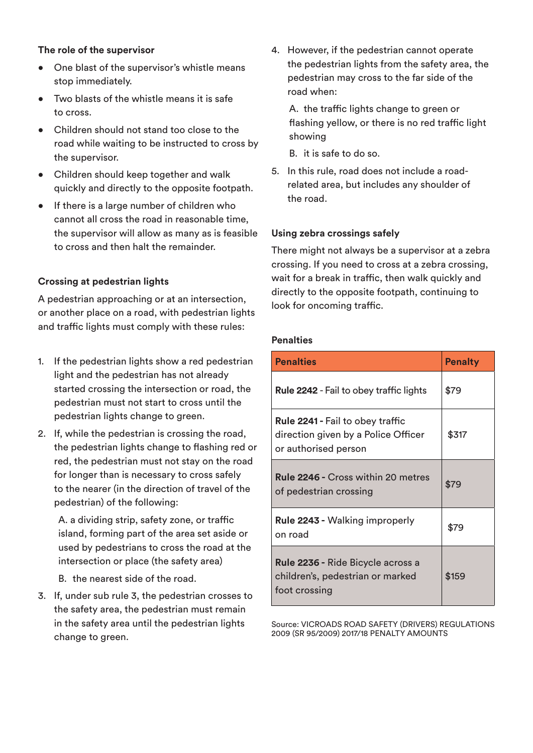### The role of the supervisor

- One blast of the supervisor's whistle means stop immediately.
- Two blasts of the whistle means it is safe to cross.
- Children should not stand too close to the road while waiting to be instructed to cross by the supervisor.
- Children should keep together and walk quickly and directly to the opposite footpath.
- If there is a large number of children who cannot all cross the road in reasonable time, the supervisor will allow as many as is feasible to cross and then halt the remainder.

### Crossing at pedestrian lights

A pedestrian approaching or at an intersection, or another place on a road, with pedestrian lights and traffic lights must comply with these rules:

1. If the pedestrian lights show a red pedestrian light and the pedestrian has not already started crossing the intersection or road, the pedestrian must not start to cross until the pedestrian lights change to green.
2. If, while the pedestrian is crossing the road, the pedestrian lights change to flashing red or red, the pedestrian must not stay on the road for longer than is necessary to cross safely to the nearer (in the direction of travel of the pedestrian) of the following:

   A. a dividing strip, safety zone, or traffic island, forming part of the area set aside or used by pedestrians to cross the road at the intersection or place (the safety area)

   B. the nearest side of the road.
3. If, under sub rule 3, the pedestrian crosses to the safety area, the pedestrian must remain in the safety area until the pedestrian lights change to green.
4. However, if the pedestrian cannot operate the pedestrian lights from the safety area, the pedestrian may cross to the far side of the road when:

   A. the traffic lights change to green or flashing yellow, or there is no red traffic light showing

   B. it is safe to do so.
5. In this rule, road does not include a road-related area, but includes any shoulder of the road.

### Using zebra crossings safely

There might not always be a supervisor at a zebra crossing. If you need to cross at a zebra crossing, wait for a break in traffic, then walk quickly and directly to the opposite footpath, continuing to look for oncoming traffic.

### Penalties

| Penalties | Penalty |
|---|---|
| **Rule 2242** - Fail to obey traffic lights | $79 |
| **Rule 2241** - Fail to obey traffic direction given by a Police Officer or authorised person | $317 |
| **Rule 2246** - Cross within 20 metres of pedestrian crossing | $79 |
| **Rule 2243** - Walking improperly on road | $79 |
| **Rule 2236** - Ride Bicycle across a children's, pedestrian or marked foot crossing | $159 |

Source: VICROADS ROAD SAFETY (DRIVERS) REGULATIONS 2009 (SR 95/2009) 2017/18 PENALTY AMOUNTS